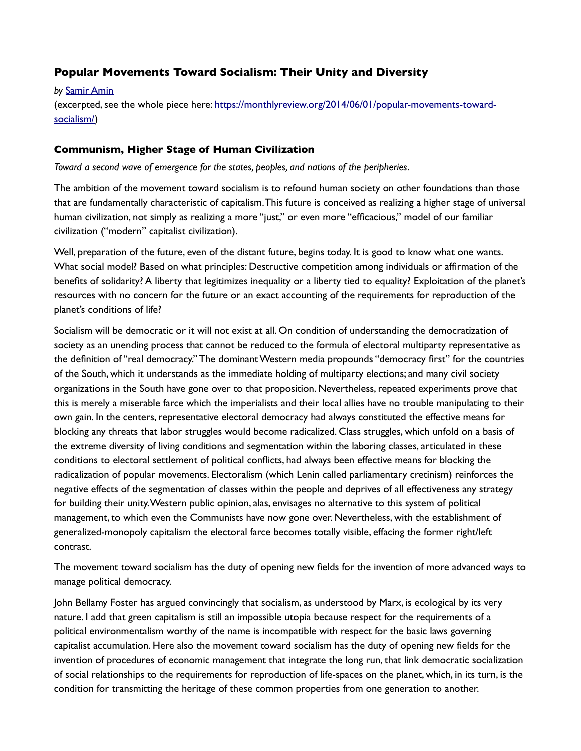### Popular Movements Toward Socialism: Their Unity and Diversity

*by* [Samir Amin](#)

(excerpted, see the whole piece here: [https://monthlyreview.org/2014/06/01/popular-movements-toward-socialism/](https://monthlyreview.org/2014/06/01/popular-movements-toward-socialism/))

#### Communism, Higher Stage of Human Civilization

*Toward a second wave of emergence for the states, peoples, and nations of the peripheries*.

The ambition of the movement toward socialism is to refound human society on other foundations than those that are fundamentally characteristic of capitalism. This future is conceived as realizing a higher stage of universal human civilization, not simply as realizing a more "just," or even more "efficacious," model of our familiar civilization ("modern" capitalist civilization).

Well, preparation of the future, even of the distant future, begins today. It is good to know what one wants. What social model? Based on what principles: Destructive competition among individuals or affirmation of the benefits of solidarity? A liberty that legitimizes inequality or a liberty tied to equality? Exploitation of the planet's resources with no concern for the future or an exact accounting of the requirements for reproduction of the planet's conditions of life?

Socialism will be democratic or it will not exist at all. On condition of understanding the democratization of society as an unending process that cannot be reduced to the formula of electoral multiparty representative as the definition of "real democracy." The dominant Western media propounds "democracy first" for the countries of the South, which it understands as the immediate holding of multiparty elections; and many civil society organizations in the South have gone over to that proposition. Nevertheless, repeated experiments prove that this is merely a miserable farce which the imperialists and their local allies have no trouble manipulating to their own gain. In the centers, representative electoral democracy had always constituted the effective means for blocking any threats that labor struggles would become radicalized. Class struggles, which unfold on a basis of the extreme diversity of living conditions and segmentation within the laboring classes, articulated in these conditions to electoral settlement of political conflicts, had always been effective means for blocking the radicalization of popular movements. Electoralism (which Lenin called parliamentary cretinism) reinforces the negative effects of the segmentation of classes within the people and deprives of all effectiveness any strategy for building their unity. Western public opinion, alas, envisages no alternative to this system of political management, to which even the Communists have now gone over. Nevertheless, with the establishment of generalized-monopoly capitalism the electoral farce becomes totally visible, effacing the former right/left contrast.

The movement toward socialism has the duty of opening new fields for the invention of more advanced ways to manage political democracy.

John Bellamy Foster has argued convincingly that socialism, as understood by Marx, is ecological by its very nature. I add that green capitalism is still an impossible utopia because respect for the requirements of a political environmentalism worthy of the name is incompatible with respect for the basic laws governing capitalist accumulation. Here also the movement toward socialism has the duty of opening new fields for the invention of procedures of economic management that integrate the long run, that link democratic socialization of social relationships to the requirements for reproduction of life-spaces on the planet, which, in its turn, is the condition for transmitting the heritage of these common properties from one generation to another.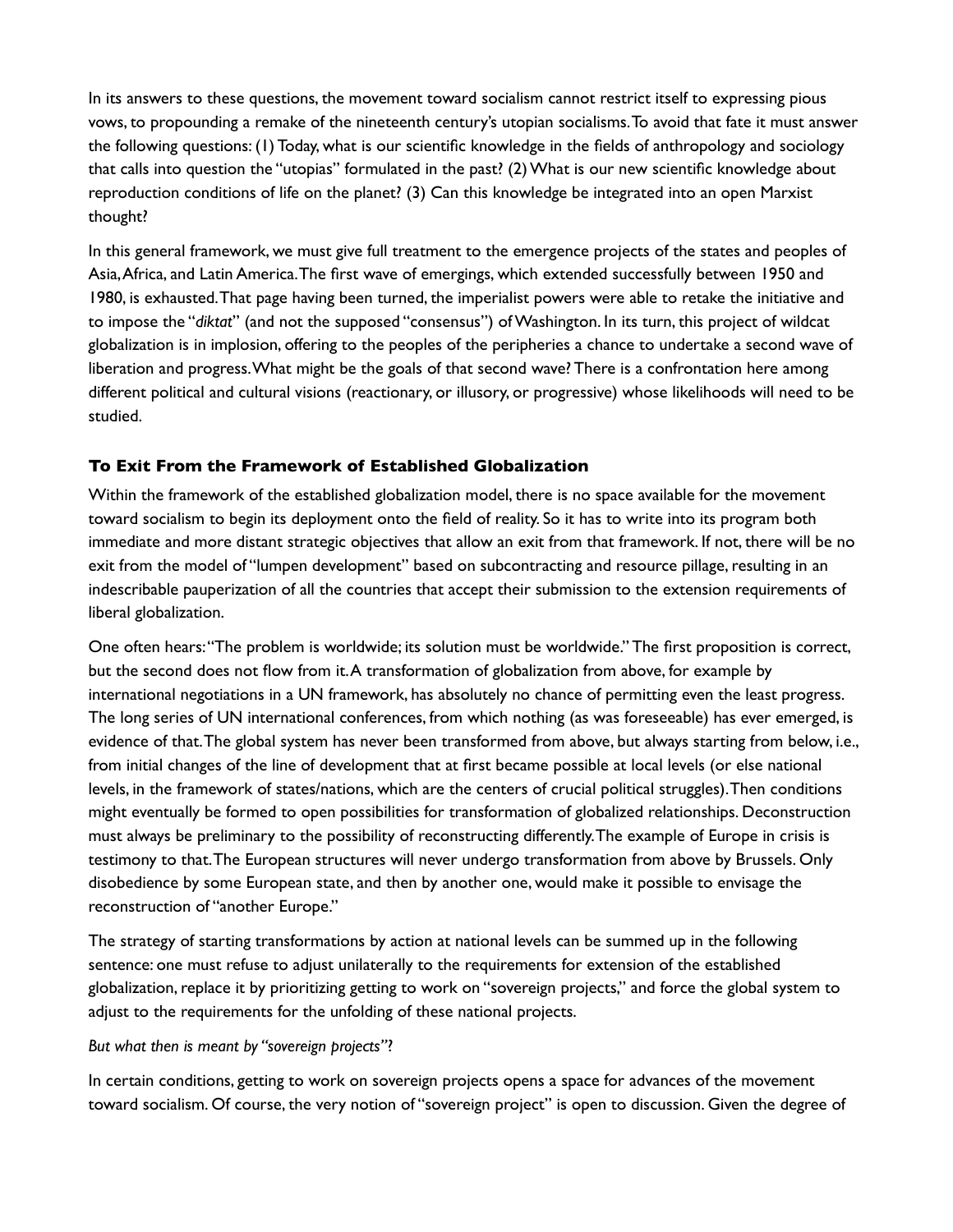In its answers to these questions, the movement toward socialism cannot restrict itself to expressing pious vows, to propounding a remake of the nineteenth century's utopian socialisms. To avoid that fate it must answer the following questions: (1) Today, what is our scientific knowledge in the fields of anthropology and sociology that calls into question the "utopias" formulated in the past? (2) What is our new scientific knowledge about reproduction conditions of life on the planet? (3) Can this knowledge be integrated into an open Marxist thought?

In this general framework, we must give full treatment to the emergence projects of the states and peoples of Asia, Africa, and Latin America. The first wave of emergings, which extended successfully between 1950 and 1980, is exhausted. That page having been turned, the imperialist powers were able to retake the initiative and to impose the "*diktat*" (and not the supposed "consensus") of Washington. In its turn, this project of wildcat globalization is in implosion, offering to the peoples of the peripheries a chance to undertake a second wave of liberation and progress. What might be the goals of that second wave? There is a confrontation here among different political and cultural visions (reactionary, or illusory, or progressive) whose likelihoods will need to be studied.

### To Exit From the Framework of Established Globalization

Within the framework of the established globalization model, there is no space available for the movement toward socialism to begin its deployment onto the field of reality. So it has to write into its program both immediate and more distant strategic objectives that allow an exit from that framework. If not, there will be no exit from the model of "lumpen development" based on subcontracting and resource pillage, resulting in an indescribable pauperization of all the countries that accept their submission to the extension requirements of liberal globalization.

One often hears: "The problem is worldwide; its solution must be worldwide." The first proposition is correct, but the second does not flow from it. A transformation of globalization from above, for example by international negotiations in a UN framework, has absolutely no chance of permitting even the least progress. The long series of UN international conferences, from which nothing (as was foreseeable) has ever emerged, is evidence of that. The global system has never been transformed from above, but always starting from below, i.e., from initial changes of the line of development that at first became possible at local levels (or else national levels, in the framework of states/nations, which are the centers of crucial political struggles). Then conditions might eventually be formed to open possibilities for transformation of globalized relationships. Deconstruction must always be preliminary to the possibility of reconstructing differently. The example of Europe in crisis is testimony to that. The European structures will never undergo transformation from above by Brussels. Only disobedience by some European state, and then by another one, would make it possible to envisage the reconstruction of "another Europe."

The strategy of starting transformations by action at national levels can be summed up in the following sentence: one must refuse to adjust unilaterally to the requirements for extension of the established globalization, replace it by prioritizing getting to work on "sovereign projects," and force the global system to adjust to the requirements for the unfolding of these national projects.

*But what then is meant by "sovereign projects"?*

In certain conditions, getting to work on sovereign projects opens a space for advances of the movement toward socialism. Of course, the very notion of "sovereign project" is open to discussion. Given the degree of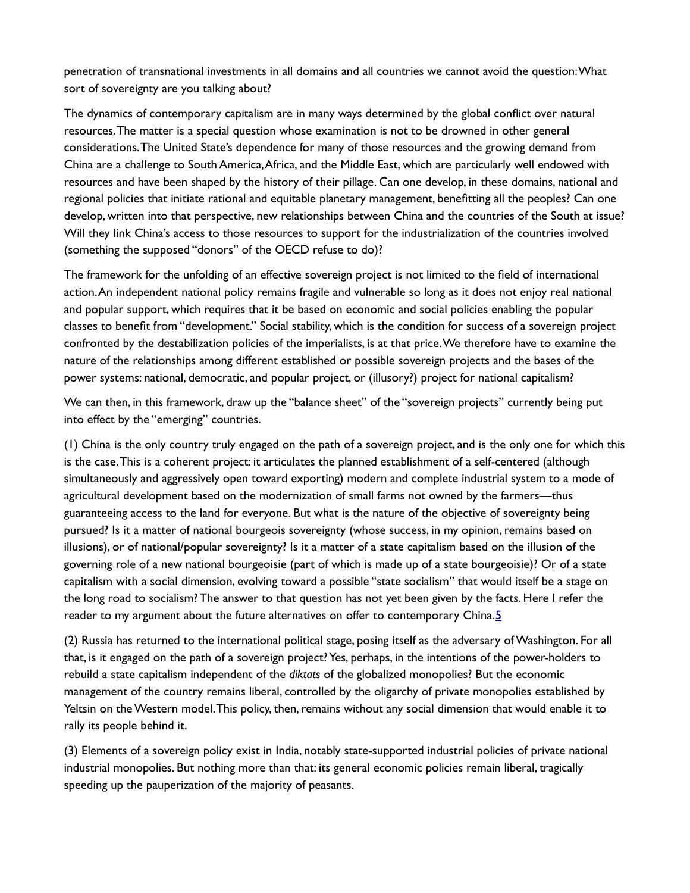penetration of transnational investments in all domains and all countries we cannot avoid the question: What sort of sovereignty are you talking about?

The dynamics of contemporary capitalism are in many ways determined by the global conflict over natural resources. The matter is a special question whose examination is not to be drowned in other general considerations. The United State's dependence for many of those resources and the growing demand from China are a challenge to South America, Africa, and the Middle East, which are particularly well endowed with resources and have been shaped by the history of their pillage. Can one develop, in these domains, national and regional policies that initiate rational and equitable planetary management, benefitting all the peoples? Can one develop, written into that perspective, new relationships between China and the countries of the South at issue? Will they link China's access to those resources to support for the industrialization of the countries involved (something the supposed "donors" of the OECD refuse to do)?

The framework for the unfolding of an effective sovereign project is not limited to the field of international action. An independent national policy remains fragile and vulnerable so long as it does not enjoy real national and popular support, which requires that it be based on economic and social policies enabling the popular classes to benefit from "development." Social stability, which is the condition for success of a sovereign project confronted by the destabilization policies of the imperialists, is at that price. We therefore have to examine the nature of the relationships among different established or possible sovereign projects and the bases of the power systems: national, democratic, and popular project, or (illusory?) project for national capitalism?

We can then, in this framework, draw up the "balance sheet" of the "sovereign projects" currently being put into effect by the "emerging" countries.

(1) China is the only country truly engaged on the path of a sovereign project, and is the only one for which this is the case. This is a coherent project: it articulates the planned establishment of a self-centered (although simultaneously and aggressively open toward exporting) modern and complete industrial system to a mode of agricultural development based on the modernization of small farms not owned by the farmers—thus guaranteeing access to the land for everyone. But what is the nature of the objective of sovereignty being pursued? Is it a matter of national bourgeois sovereignty (whose success, in my opinion, remains based on illusions), or of national/popular sovereignty? Is it a matter of a state capitalism based on the illusion of the governing role of a new national bourgeoisie (part of which is made up of a state bourgeoisie)? Or of a state capitalism with a social dimension, evolving toward a possible "state socialism" that would itself be a stage on the long road to socialism? The answer to that question has not yet been given by the facts. Here I refer the reader to my argument about the future alternatives on offer to contemporary China.[5]

(2) Russia has returned to the international political stage, posing itself as the adversary of Washington. For all that, is it engaged on the path of a sovereign project? Yes, perhaps, in the intentions of the power-holders to rebuild a state capitalism independent of the *diktats* of the globalized monopolies? But the economic management of the country remains liberal, controlled by the oligarchy of private monopolies established by Yeltsin on the Western model. This policy, then, remains without any social dimension that would enable it to rally its people behind it.

(3) Elements of a sovereign policy exist in India, notably state-supported industrial policies of private national industrial monopolies. But nothing more than that: its general economic policies remain liberal, tragically speeding up the pauperization of the majority of peasants.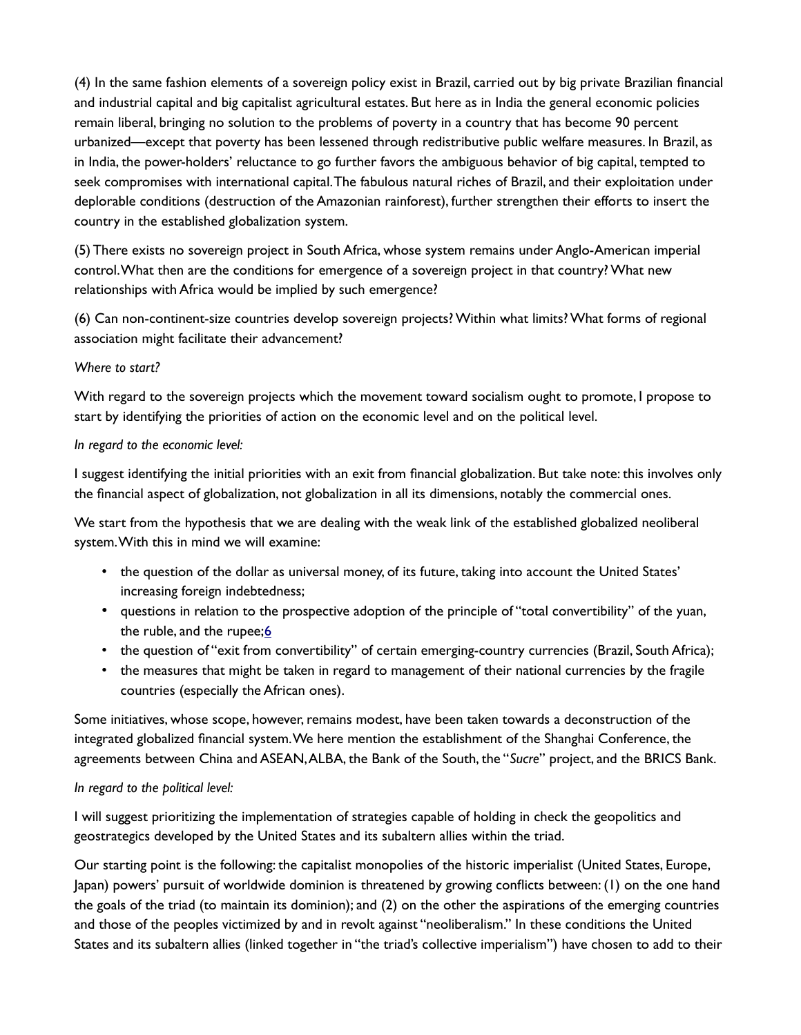(4) In the same fashion elements of a sovereign policy exist in Brazil, carried out by big private Brazilian financial and industrial capital and big capitalist agricultural estates. But here as in India the general economic policies remain liberal, bringing no solution to the problems of poverty in a country that has become 90 percent urbanized—except that poverty has been lessened through redistributive public welfare measures. In Brazil, as in India, the power-holders' reluctance to go further favors the ambiguous behavior of big capital, tempted to seek compromises with international capital. The fabulous natural riches of Brazil, and their exploitation under deplorable conditions (destruction of the Amazonian rainforest), further strengthen their efforts to insert the country in the established globalization system.

(5) There exists no sovereign project in South Africa, whose system remains under Anglo-American imperial control. What then are the conditions for emergence of a sovereign project in that country? What new relationships with Africa would be implied by such emergence?

(6) Can non-continent-size countries develop sovereign projects? Within what limits? What forms of regional association might facilitate their advancement?

*Where to start?*

With regard to the sovereign projects which the movement toward socialism ought to promote, I propose to start by identifying the priorities of action on the economic level and on the political level.

*In regard to the economic level:*

I suggest identifying the initial priorities with an exit from financial globalization. But take note: this involves only the financial aspect of globalization, not globalization in all its dimensions, notably the commercial ones.

We start from the hypothesis that we are dealing with the weak link of the established globalized neoliberal system. With this in mind we will examine:

- the question of the dollar as universal money, of its future, taking into account the United States' increasing foreign indebtedness;
- questions in relation to the prospective adoption of the principle of "total convertibility" of the yuan, the ruble, and the rupee;[6]
- the question of "exit from convertibility" of certain emerging-country currencies (Brazil, South Africa);
- the measures that might be taken in regard to management of their national currencies by the fragile countries (especially the African ones).

Some initiatives, whose scope, however, remains modest, have been taken towards a deconstruction of the integrated globalized financial system. We here mention the establishment of the Shanghai Conference, the agreements between China and ASEAN, ALBA, the Bank of the South, the "*Sucre*" project, and the BRICS Bank.

*In regard to the political level:*

I will suggest prioritizing the implementation of strategies capable of holding in check the geopolitics and geostrategics developed by the United States and its subaltern allies within the triad.

Our starting point is the following: the capitalist monopolies of the historic imperialist (United States, Europe, Japan) powers' pursuit of worldwide dominion is threatened by growing conflicts between: (1) on the one hand the goals of the triad (to maintain its dominion); and (2) on the other the aspirations of the emerging countries and those of the peoples victimized by and in revolt against "neoliberalism." In these conditions the United States and its subaltern allies (linked together in "the triad's collective imperialism") have chosen to add to their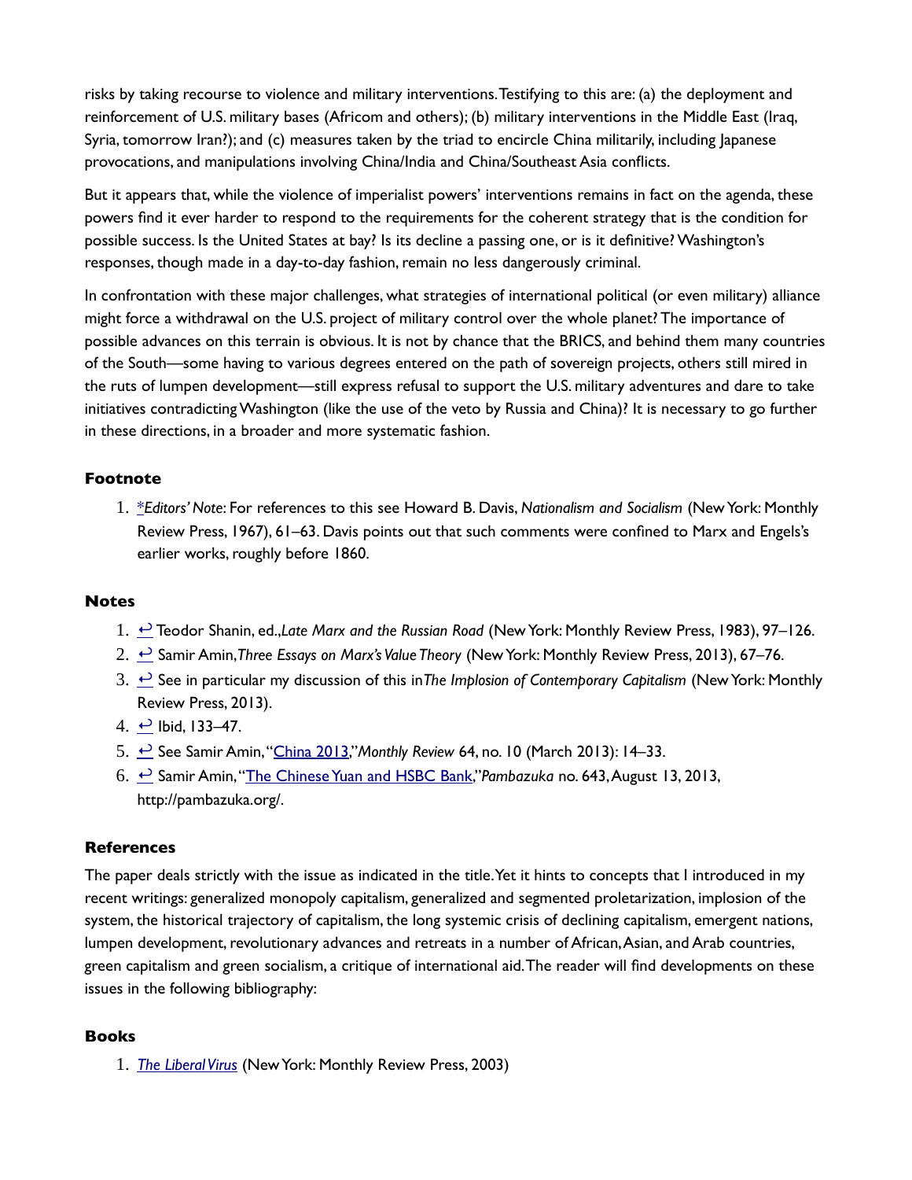risks by taking recourse to violence and military interventions. Testifying to this are: (a) the deployment and reinforcement of U.S. military bases (Africom and others); (b) military interventions in the Middle East (Iraq, Syria, tomorrow Iran?); and (c) measures taken by the triad to encircle China militarily, including Japanese provocations, and manipulations involving China/India and China/Southeast Asia conflicts.

But it appears that, while the violence of imperialist powers' interventions remains in fact on the agenda, these powers find it ever harder to respond to the requirements for the coherent strategy that is the condition for possible success. Is the United States at bay? Is its decline a passing one, or is it definitive? Washington's responses, though made in a day-to-day fashion, remain no less dangerously criminal.

In confrontation with these major challenges, what strategies of international political (or even military) alliance might force a withdrawal on the U.S. project of military control over the whole planet? The importance of possible advances on this terrain is obvious. It is not by chance that the BRICS, and behind them many countries of the South—some having to various degrees entered on the path of sovereign projects, others still mired in the ruts of lumpen development—still express refusal to support the U.S. military adventures and dare to take initiatives contradicting Washington (like the use of the veto by Russia and China)? It is necessary to go further in these directions, in a broader and more systematic fashion.

#### Footnote

1. *\*Editors' Note*: For references to this see Howard B. Davis, *Nationalism and Socialism* (New York: Monthly Review Press, 1967), 61–63. Davis points out that such comments were confined to Marx and Engels's earlier works, roughly before 1860.

#### Notes

1. ↩ Teodor Shanin, ed., *Late Marx and the Russian Road* (New York: Monthly Review Press, 1983), 97–126.
2. ↩ Samir Amin, *Three Essays on Marx's Value Theory* (New York: Monthly Review Press, 2013), 67–76.
3. ↩ See in particular my discussion of this in *The Implosion of Contemporary Capitalism* (New York: Monthly Review Press, 2013).
4. ↩ Ibid, 133–47.
5. ↩ See Samir Amin, "China 2013," *Monthly Review* 64, no. 10 (March 2013): 14–33.
6. ↩ Samir Amin, "The Chinese Yuan and HSBC Bank," *Pambazuka* no. 643, August 13, 2013, http://pambazuka.org/.

#### References

The paper deals strictly with the issue as indicated in the title. Yet it hints to concepts that I introduced in my recent writings: generalized monopoly capitalism, generalized and segmented proletarization, implosion of the system, the historical trajectory of capitalism, the long systemic crisis of declining capitalism, emergent nations, lumpen development, revolutionary advances and retreats in a number of African, Asian, and Arab countries, green capitalism and green socialism, a critique of international aid. The reader will find developments on these issues in the following bibliography:

#### Books

1. *The Liberal Virus* (New York: Monthly Review Press, 2003)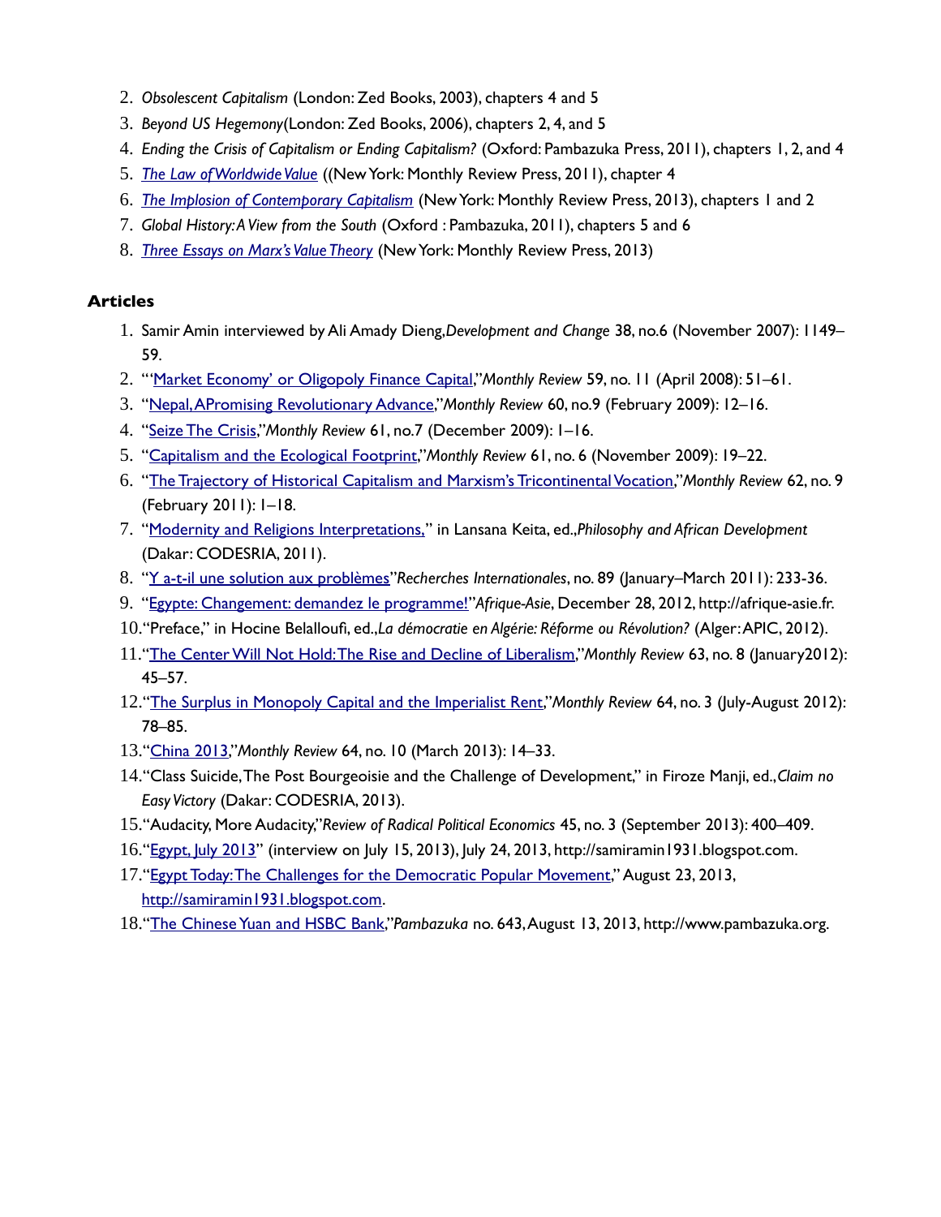2. *Obsolescent Capitalism* (London: Zed Books, 2003), chapters 4 and 5
3. *Beyond US Hegemony*(London: Zed Books, 2006), chapters 2, 4, and 5
4. *Ending the Crisis of Capitalism or Ending Capitalism?* (Oxford: Pambazuka Press, 2011), chapters 1, 2, and 4
5. *The Law of Worldwide Value* ((New York: Monthly Review Press, 2011), chapter 4
6. *The Implosion of Contemporary Capitalism* (New York: Monthly Review Press, 2013), chapters 1 and 2
7. *Global History: A View from the South* (Oxford : Pambazuka, 2011), chapters 5 and 6
8. *Three Essays on Marx's Value Theory* (New York: Monthly Review Press, 2013)

### Articles

1. Samir Amin interviewed by Ali Amady Dieng,*Development and Change* 38, no.6 (November 2007): 1149–59.
2. "'Market Economy' or Oligopoly Finance Capital,"*Monthly Review* 59, no. 11 (April 2008): 51–61.
3. "Nepal, A Promising Revolutionary Advance,"*Monthly Review* 60, no.9 (February 2009): 12–16.
4. "Seize The Crisis,"*Monthly Review* 61, no.7 (December 2009): 1–16.
5. "Capitalism and the Ecological Footprint,"*Monthly Review* 61, no. 6 (November 2009): 19–22.
6. "The Trajectory of Historical Capitalism and Marxism's Tricontinental Vocation,"*Monthly Review* 62, no. 9 (February 2011): 1–18.
7. "Modernity and Religions Interpretations," in Lansana Keita, ed.,*Philosophy and African Development* (Dakar: CODESRIA, 2011).
8. "Y a-t-il une solution aux problèmes"*Recherches Internationales*, no. 89 (January–March 2011): 233-36.
9. "Egypte: Changement: demandez le programme!"*Afrique-Asie*, December 28, 2012, http://afrique-asie.fr.
10. "Preface," in Hocine Belalloufi, ed.,*La démocratie en Algérie: Réforme ou Révolution?* (Alger: APIC, 2012).
11. "The Center Will Not Hold: The Rise and Decline of Liberalism,"*Monthly Review* 63, no. 8 (January2012): 45–57.
12. "The Surplus in Monopoly Capital and the Imperialist Rent,"*Monthly Review* 64, no. 3 (July-August 2012): 78–85.
13. "China 2013,"*Monthly Review* 64, no. 10 (March 2013): 14–33.
14. "Class Suicide, The Post Bourgeoisie and the Challenge of Development," in Firoze Manji, ed.,*Claim no Easy Victory* (Dakar: CODESRIA, 2013).
15. "Audacity, More Audacity,"*Review of Radical Political Economics* 45, no. 3 (September 2013): 400–409.
16. "Egypt, July 2013" (interview on July 15, 2013), July 24, 2013, http://samiramin1931.blogspot.com.
17. "Egypt Today: The Challenges for the Democratic Popular Movement," August 23, 2013, http://samiramin1931.blogspot.com.
18. "The Chinese Yuan and HSBC Bank,"*Pambazuka* no. 643, August 13, 2013, http://www.pambazuka.org.